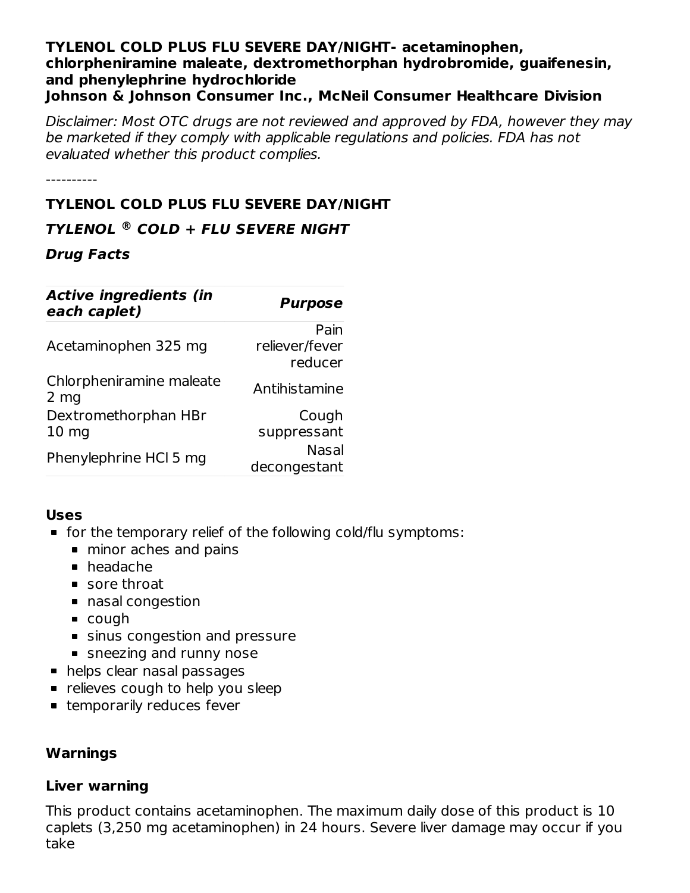**TYLENOL COLD PLUS FLU SEVERE DAY/NIGHT- acetaminophen, chlorpheniramine maleate, dextromethorphan hydrobromide, guaifenesin, and phenylephrine hydrochloride**
**Johnson & Johnson Consumer Inc., McNeil Consumer Healthcare Division**

*Disclaimer: Most OTC drugs are not reviewed and approved by FDA, however they may be marketed if they comply with applicable regulations and policies. FDA has not evaluated whether this product complies.*

----------

**TYLENOL COLD PLUS FLU SEVERE DAY/NIGHT**

***TYLENOL ® COLD + FLU SEVERE NIGHT***

***Drug Facts***

| *Active ingredients (in each caplet)* | *Purpose* |
| --- | --- |
| Acetaminophen 325 mg | Pain reliever/fever reducer |
| Chlorpheniramine maleate 2 mg | Antihistamine |
| Dextromethorphan HBr 10 mg | Cough suppressant |
| Phenylephrine HCl 5 mg | Nasal decongestant |

**Uses**

- for the temporary relief of the following cold/flu symptoms:
  - minor aches and pains
  - headache
  - sore throat
  - nasal congestion
  - cough
  - sinus congestion and pressure
  - sneezing and runny nose
- helps clear nasal passages
- relieves cough to help you sleep
- temporarily reduces fever

**Warnings**

**Liver warning**

This product contains acetaminophen. The maximum daily dose of this product is 10 caplets (3,250 mg acetaminophen) in 24 hours. Severe liver damage may occur if you take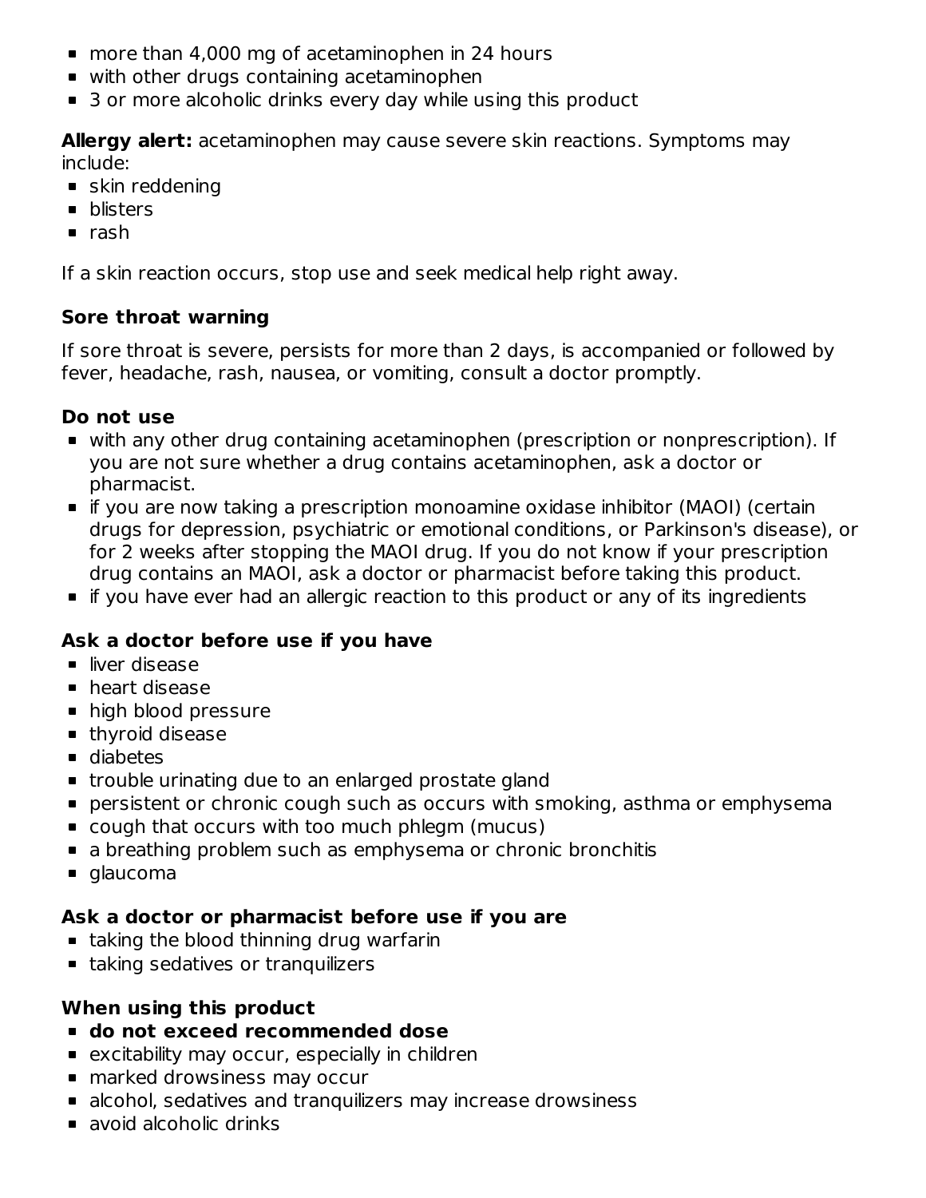- more than 4,000 mg of acetaminophen in 24 hours
- with other drugs containing acetaminophen
- 3 or more alcoholic drinks every day while using this product

**Allergy alert:** acetaminophen may cause severe skin reactions. Symptoms may include:

- skin reddening
- blisters
- rash

If a skin reaction occurs, stop use and seek medical help right away.

### Sore throat warning

If sore throat is severe, persists for more than 2 days, is accompanied or followed by fever, headache, rash, nausea, or vomiting, consult a doctor promptly.

### Do not use

- with any other drug containing acetaminophen (prescription or nonprescription). If you are not sure whether a drug contains acetaminophen, ask a doctor or pharmacist.
- if you are now taking a prescription monoamine oxidase inhibitor (MAOI) (certain drugs for depression, psychiatric or emotional conditions, or Parkinson's disease), or for 2 weeks after stopping the MAOI drug. If you do not know if your prescription drug contains an MAOI, ask a doctor or pharmacist before taking this product.
- if you have ever had an allergic reaction to this product or any of its ingredients

### Ask a doctor before use if you have

- liver disease
- heart disease
- high blood pressure
- thyroid disease
- diabetes
- trouble urinating due to an enlarged prostate gland
- persistent or chronic cough such as occurs with smoking, asthma or emphysema
- cough that occurs with too much phlegm (mucus)
- a breathing problem such as emphysema or chronic bronchitis
- glaucoma

### Ask a doctor or pharmacist before use if you are

- taking the blood thinning drug warfarin
- taking sedatives or tranquilizers

### When using this product

- **do not exceed recommended dose**
- excitability may occur, especially in children
- marked drowsiness may occur
- alcohol, sedatives and tranquilizers may increase drowsiness
- avoid alcoholic drinks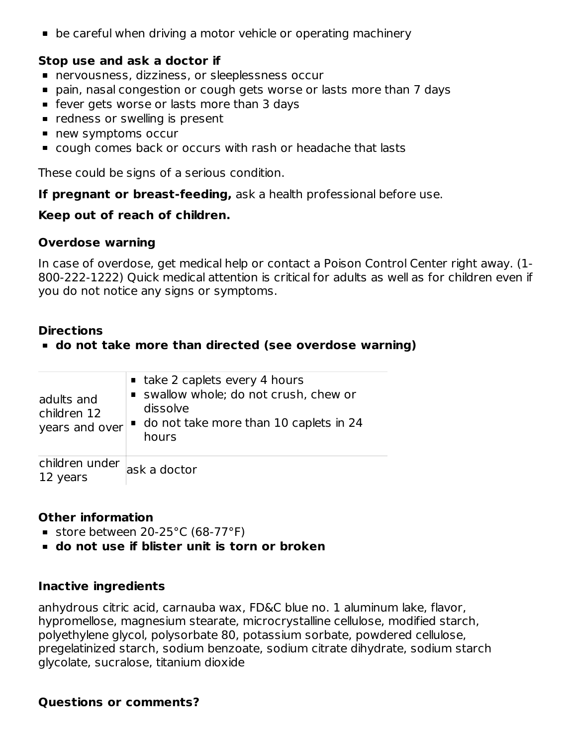- be careful when driving a motor vehicle or operating machinery

**Stop use and ask a doctor if**

- nervousness, dizziness, or sleeplessness occur
- pain, nasal congestion or cough gets worse or lasts more than 7 days
- fever gets worse or lasts more than 3 days
- redness or swelling is present
- new symptoms occur
- cough comes back or occurs with rash or headache that lasts

These could be signs of a serious condition.

**If pregnant or breast-feeding,** ask a health professional before use.

**Keep out of reach of children.**

### Overdose warning

In case of overdose, get medical help or contact a Poison Control Center right away. (1-800-222-1222) Quick medical attention is critical for adults as well as for children even if you do not notice any signs or symptoms.

### Directions

- **do not take more than directed (see overdose warning)**

| | |
|---|---|
| adults and children 12 years and over | ▪ take 2 caplets every 4 hours<br>▪ swallow whole; do not crush, chew or dissolve<br>▪ do not take more than 10 caplets in 24 hours |
| children under 12 years | ask a doctor |

### Other information

- store between 20-25°C (68-77°F)
- **do not use if blister unit is torn or broken**

### Inactive ingredients

anhydrous citric acid, carnauba wax, FD&C blue no. 1 aluminum lake, flavor, hypromellose, magnesium stearate, microcrystalline cellulose, modified starch, polyethylene glycol, polysorbate 80, potassium sorbate, powdered cellulose, pregelatinized starch, sodium benzoate, sodium citrate dihydrate, sodium starch glycolate, sucralose, titanium dioxide

### Questions or comments?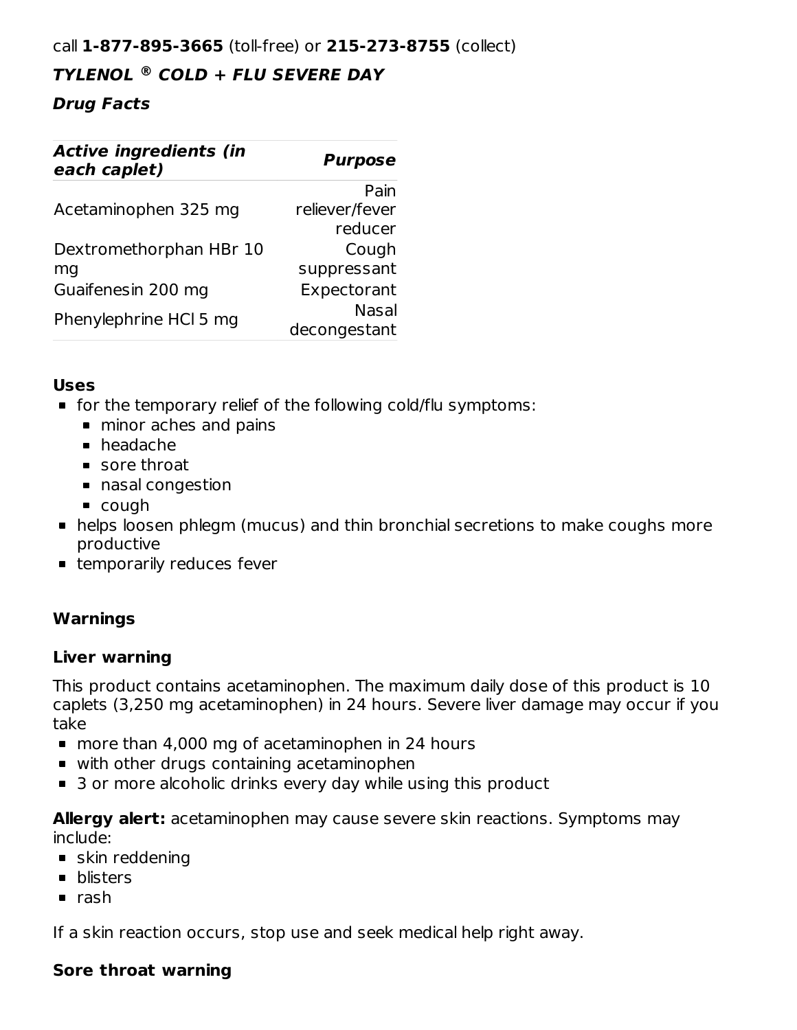call **1-877-895-3665** (toll-free) or **215-273-8755** (collect)

## ***TYLENOL ® COLD + FLU SEVERE DAY***

### ***Drug Facts***

| ***Active ingredients (in each caplet)*** | ***Purpose*** |
| --- | --- |
| Acetaminophen 325 mg | Pain reliever/fever reducer |
| Dextromethorphan HBr 10 mg | Cough suppressant |
| Guaifenesin 200 mg | Expectorant |
| Phenylephrine HCl 5 mg | Nasal decongestant |

### Uses

- for the temporary relief of the following cold/flu symptoms:
  - minor aches and pains
  - headache
  - sore throat
  - nasal congestion
  - cough
- helps loosen phlegm (mucus) and thin bronchial secretions to make coughs more productive
- temporarily reduces fever

### Warnings

#### Liver warning

This product contains acetaminophen. The maximum daily dose of this product is 10 caplets (3,250 mg acetaminophen) in 24 hours. Severe liver damage may occur if you take

- more than 4,000 mg of acetaminophen in 24 hours
- with other drugs containing acetaminophen
- 3 or more alcoholic drinks every day while using this product

**Allergy alert:** acetaminophen may cause severe skin reactions. Symptoms may include:

- skin reddening
- blisters
- rash

If a skin reaction occurs, stop use and seek medical help right away.

#### Sore throat warning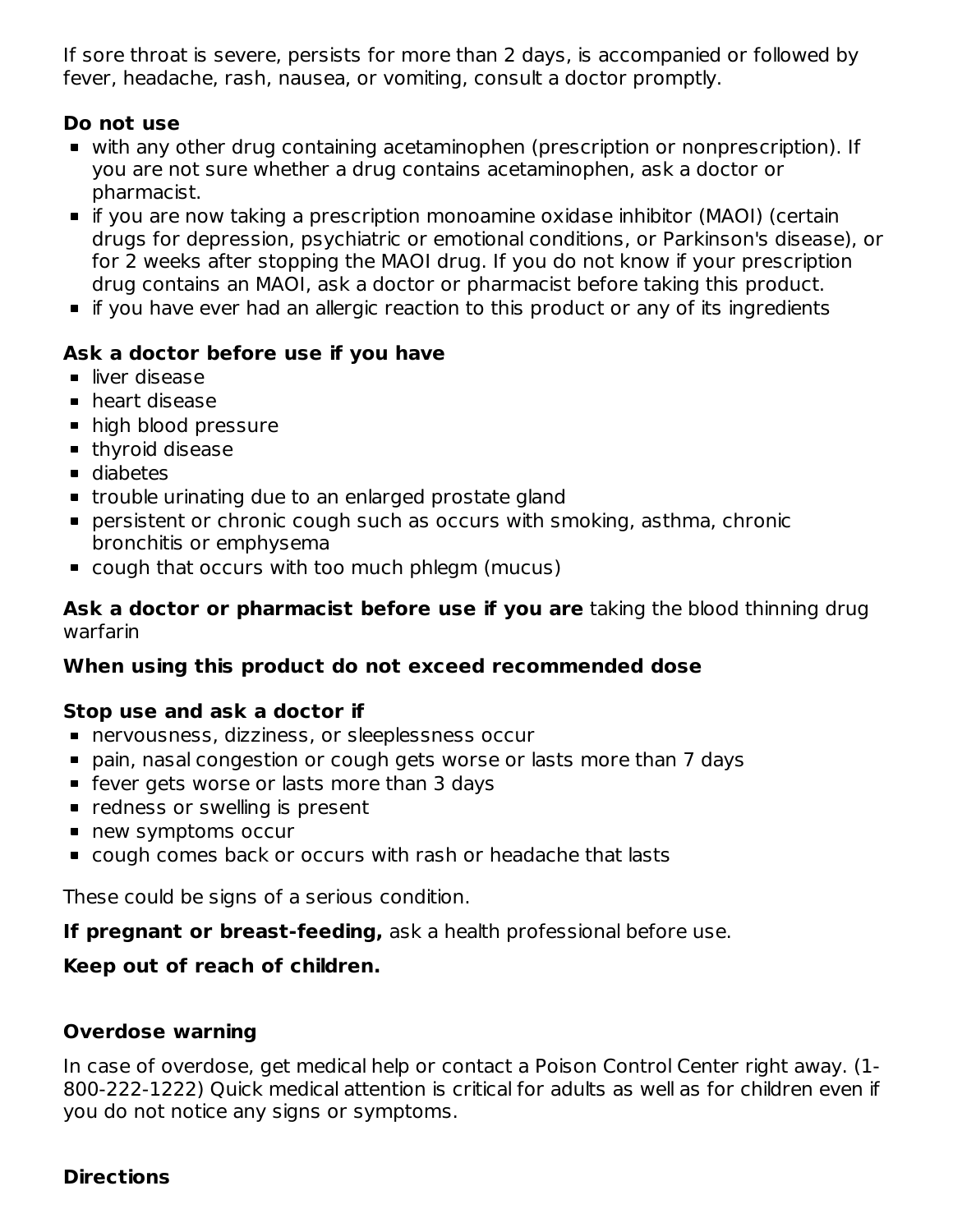If sore throat is severe, persists for more than 2 days, is accompanied or followed by fever, headache, rash, nausea, or vomiting, consult a doctor promptly.

**Do not use**

- with any other drug containing acetaminophen (prescription or nonprescription). If you are not sure whether a drug contains acetaminophen, ask a doctor or pharmacist.
- if you are now taking a prescription monoamine oxidase inhibitor (MAOI) (certain drugs for depression, psychiatric or emotional conditions, or Parkinson's disease), or for 2 weeks after stopping the MAOI drug. If you do not know if your prescription drug contains an MAOI, ask a doctor or pharmacist before taking this product.
- if you have ever had an allergic reaction to this product or any of its ingredients

**Ask a doctor before use if you have**

- liver disease
- heart disease
- high blood pressure
- thyroid disease
- diabetes
- trouble urinating due to an enlarged prostate gland
- persistent or chronic cough such as occurs with smoking, asthma, chronic bronchitis or emphysema
- cough that occurs with too much phlegm (mucus)

**Ask a doctor or pharmacist before use if you are** taking the blood thinning drug warfarin

**When using this product do not exceed recommended dose**

**Stop use and ask a doctor if**

- nervousness, dizziness, or sleeplessness occur
- pain, nasal congestion or cough gets worse or lasts more than 7 days
- fever gets worse or lasts more than 3 days
- redness or swelling is present
- new symptoms occur
- cough comes back or occurs with rash or headache that lasts

These could be signs of a serious condition.

**If pregnant or breast-feeding,** ask a health professional before use.

**Keep out of reach of children.**

**Overdose warning**

In case of overdose, get medical help or contact a Poison Control Center right away. (1-800-222-1222) Quick medical attention is critical for adults as well as for children even if you do not notice any signs or symptoms.

**Directions**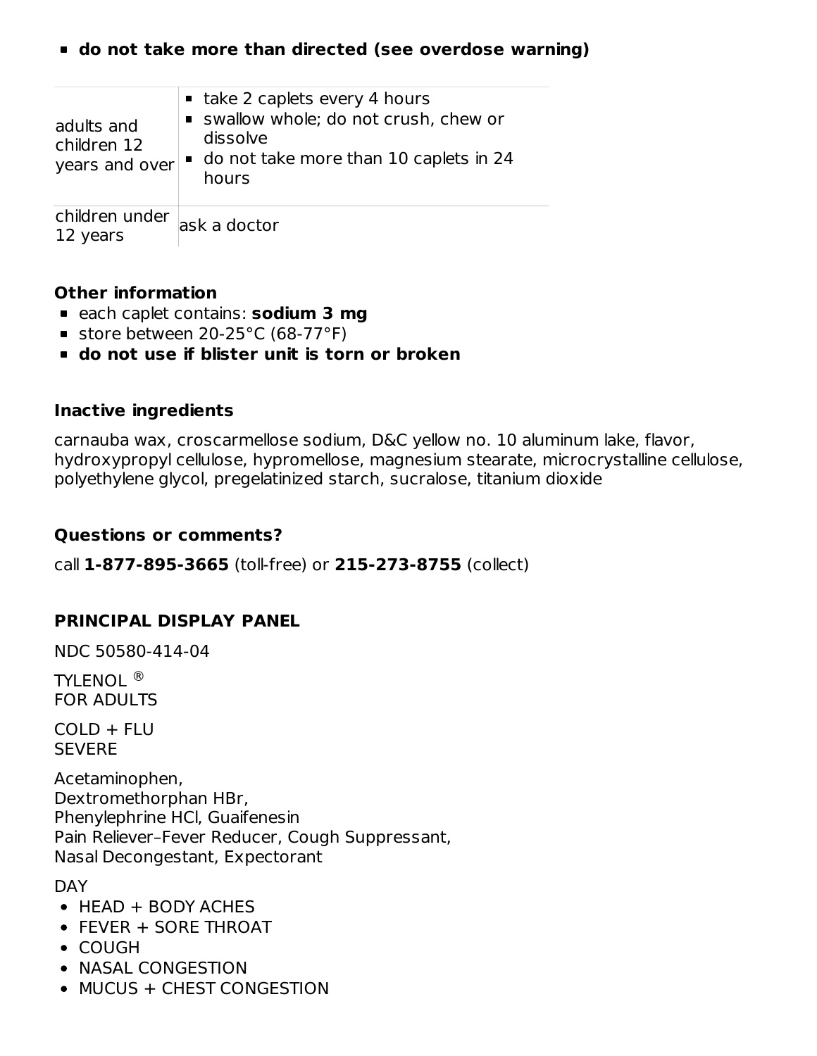- **do not take more than directed (see overdose warning)**

| | |
|---|---|
| adults and children 12 years and over | ■ take 2 caplets every 4 hours<br>■ swallow whole; do not crush, chew or dissolve<br>■ do not take more than 10 caplets in 24 hours |
| children under 12 years | ask a doctor |

### Other information

- each caplet contains: **sodium 3 mg**
- store between 20-25°C (68-77°F)
- **do not use if blister unit is torn or broken**

### Inactive ingredients

carnauba wax, croscarmellose sodium, D&C yellow no. 10 aluminum lake, flavor, hydroxypropyl cellulose, hypromellose, magnesium stearate, microcrystalline cellulose, polyethylene glycol, pregelatinized starch, sucralose, titanium dioxide

### Questions or comments?

call **1-877-895-3665** (toll-free) or **215-273-8755** (collect)

### PRINCIPAL DISPLAY PANEL

NDC 50580-414-04

TYLENOL ®
FOR ADULTS

COLD + FLU
SEVERE

Acetaminophen,
Dextromethorphan HBr,
Phenylephrine HCl, Guaifenesin
Pain Reliever–Fever Reducer, Cough Suppressant,
Nasal Decongestant, Expectorant

DAY

- HEAD + BODY ACHES
- FEVER + SORE THROAT
- COUGH
- NASAL CONGESTION
- MUCUS + CHEST CONGESTION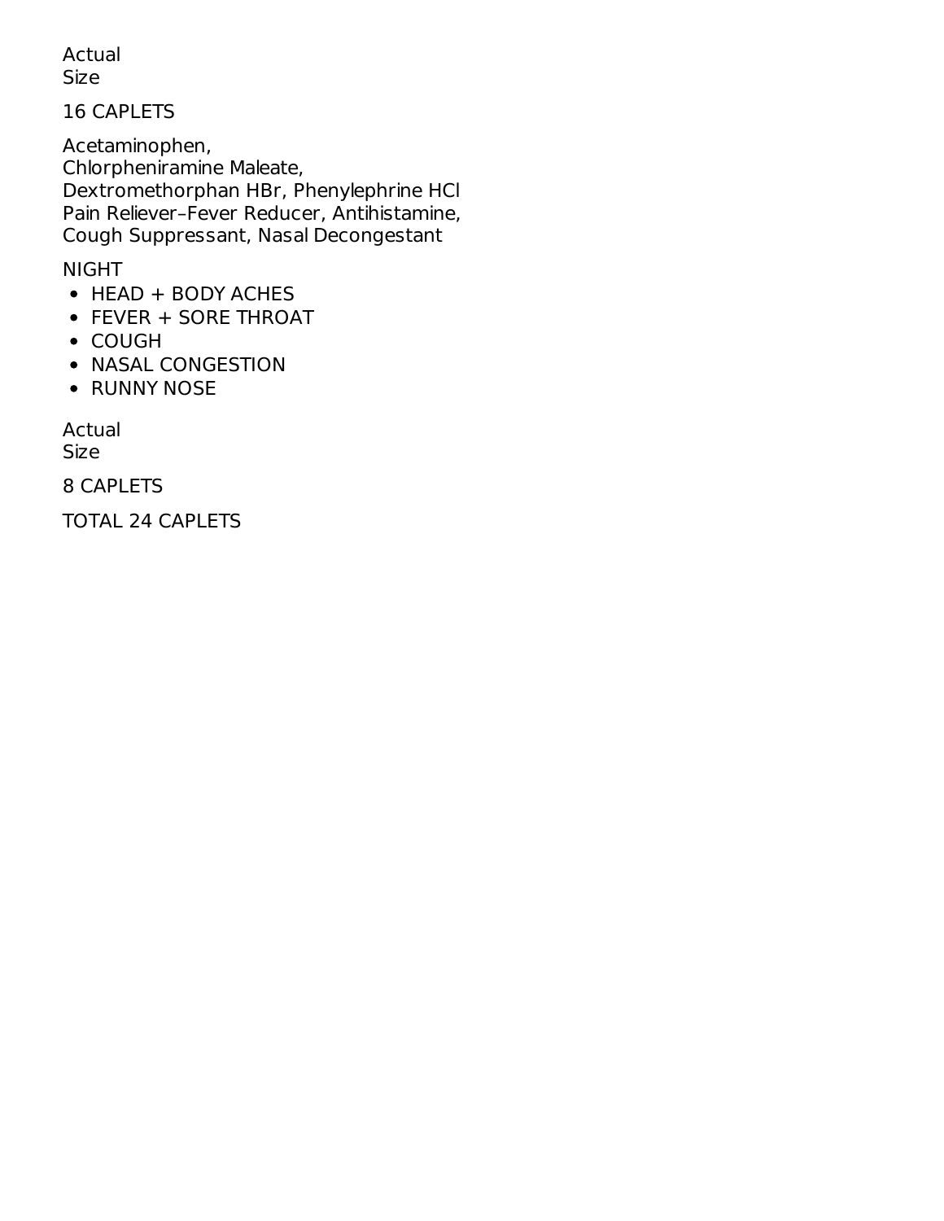Actual
Size

16 CAPLETS

Acetaminophen,
Chlorpheniramine Maleate,
Dextromethorphan HBr, Phenylephrine HCl
Pain Reliever–Fever Reducer, Antihistamine,
Cough Suppressant, Nasal Decongestant

NIGHT

- HEAD + BODY ACHES
- FEVER + SORE THROAT
- COUGH
- NASAL CONGESTION
- RUNNY NOSE

Actual
Size

8 CAPLETS

TOTAL 24 CAPLETS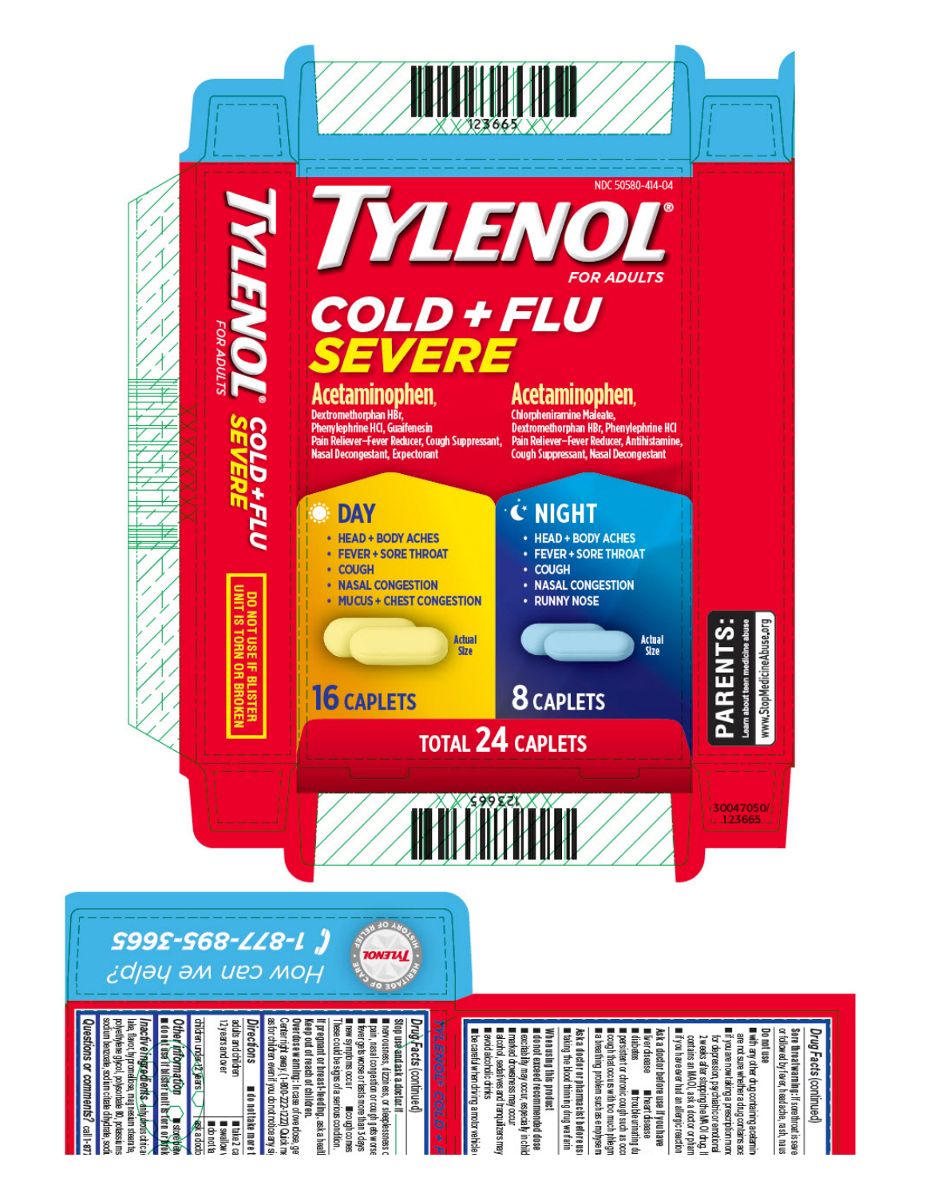NDC 50580-414-04

# TYLENOL®

FOR ADULTS

## COLD + FLU SEVERE

**Acetaminophen,** Dextromethorphan HBr, Phenylephrine HCl, Guaifenesin
Pain Reliever–Fever Reducer, Cough Suppressant, Nasal Decongestant, Expectorant

**Acetaminophen,** Chlorpheniramine Maleate, Dextromethorphan HBr, Phenylephrine HCl
Pain Reliever–Fever Reducer, Antihistamine, Cough Suppressant, Nasal Decongestant

### DAY

- HEAD + BODY ACHES
- FEVER + SORE THROAT
- COUGH
- NASAL CONGESTION
- MUCUS + CHEST CONGESTION

Actual Size

16 CAPLETS

### NIGHT

- HEAD + BODY ACHES
- FEVER + SORE THROAT
- COUGH
- NASAL CONGESTION
- RUNNY NOSE

Actual Size

8 CAPLETS

TOTAL 24 CAPLETS

TYLENOL® FOR ADULTS COLD + FLU SEVERE

DO NOT USE IF BLISTER UNIT IS TORN OR BROKEN

PARENTS: Learn about teen medicine abuse www.StopMedicineAbuse.org

123665

30047050/ 123665

How can we help? 1-877-895-3665

HISTORY OF RELIEF · HERITAGE OF CARE · TYLENOL

**Drug Facts (continued)**

**Sore throat warning:** if sore throat is severe, persists for more than 2 days, is accompanied or followed by fever, headache, rash, naus...

**Do not use**
- with any other drug containing acetamin...
- if you are not sure whether a drug contains ace...
- if you are now taking a prescription mono... for depression, psychiatric or emotional... 2 weeks after stopping the MAOI drug. If... contains an MAOI, ask a doctor or pharm...
- if you have ever had an allergic reaction...

**Ask a doctor before use if you have**
- liver disease
- heart disease
- diabetes
- trouble urinating du...
- persistent or chronic cough such as occ...
- cough that occurs with too much phlegm...
- a breathing problem such as emphysem...

**Ask a doctor or pharmacist before use if you are**
- taking the blood thinning drug warfarin

**When using this product**
- do not exceed recommended dose
- excitability may occur, especially in child...
- marked drowsiness may occur
- alcohol, sedatives and tranquilizers may...
- avoid alcoholic drinks
- be careful when driving a motor vehicle...

TYLENOL® COLD + F...

**Drug Facts (continued)**

**Stop use and ask a doctor if**
- nervousness, dizziness, or sleeplessness o...
- pain, nasal congestion or cough gets worse...
- fever gets worse or lasts more than 3 days
- new symptoms occur
- cough comes...

These could be signs of a serious condition.

**If pregnant or breast-feeding,** ask a health...

**Keep out of reach of children.**

**Overdose warning:** In case of overdose, ge... Center right away. (1-800-222-1222) Quick me... as for children even if you do not notice any si...

**Directions**
- do not take more t...

| | |
|---|---|
| adults and children 12 years and over | - take 2 ca... - swallow ... - do not ta... |
| children under 12 years | - ask a docto... |

**Other information**
- store betw...
- do not use if blister unit is torn or brok...

**Inactive ingredients** anhydrous citric a... lake, flavor, hypromellose, magnesium stearate, polyethylene glycol, polysorbate 80, potassium s... sodium benzoate, sodium citrate dihydrate, sodi...

**Questions or comments?** call 1-87...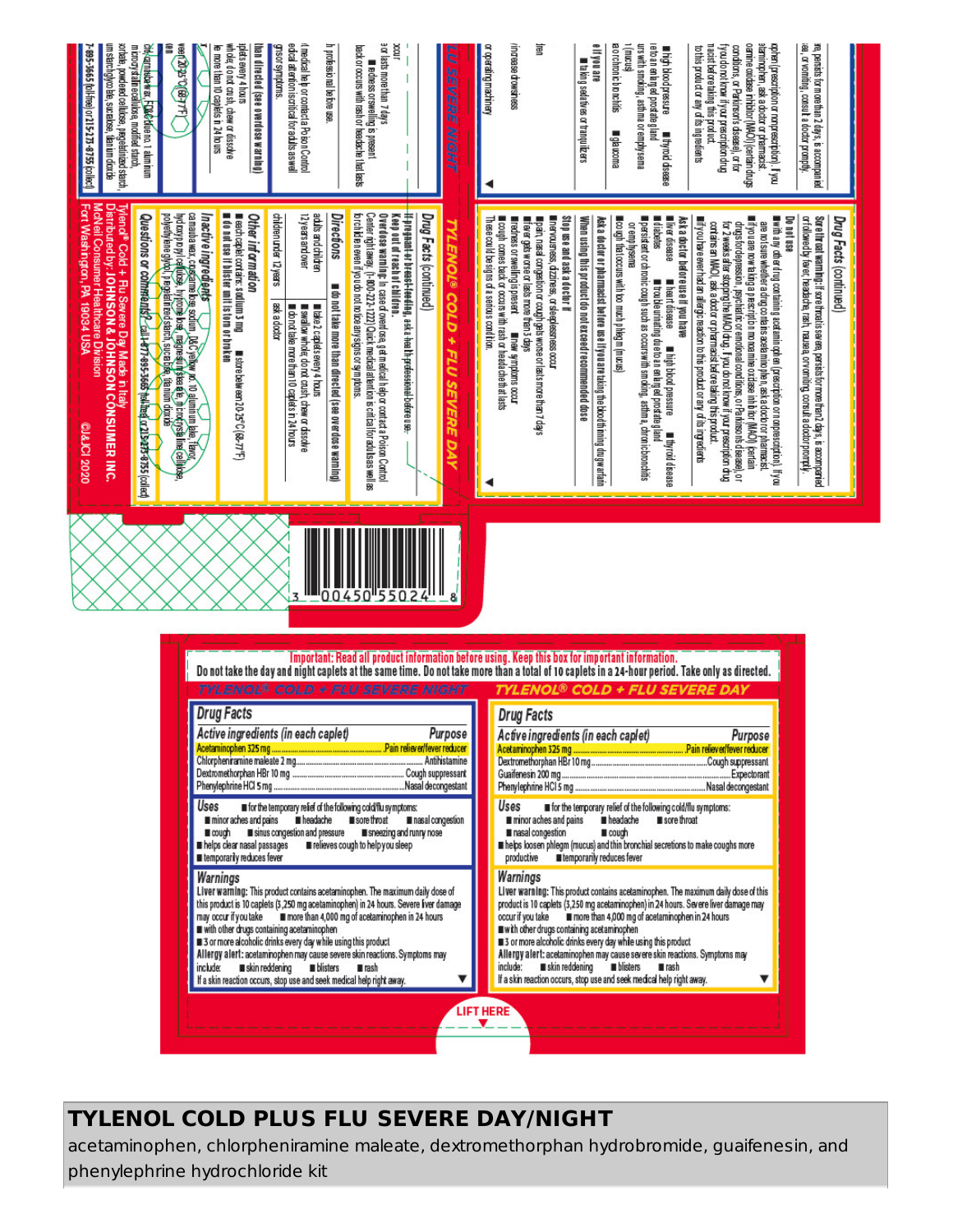Important: Read all product information before using. Keep this box for important information.

Do not take the day and night caplets at the same time. Do not take more than a total of 10 caplets in a 24-hour period. Take only as directed.

## TYLENOL® COLD + FLU SEVERE NIGHT

### Drug Facts

| Active ingredients (in each caplet) | Purpose |
| --- | --- |
| Acetaminophen 325 mg | Pain reliever/fever reducer |
| Chlorpheniramine maleate 2 mg | Antihistamine |
| Dextromethorphan HBr 10 mg | Cough suppressant |
| Phenylephrine HCl 5 mg | Nasal decongestant |

**Uses** ■ for the temporary relief of the following cold/flu symptoms:
■ minor aches and pains ■ headache ■ sore throat ■ nasal congestion
■ cough ■ sinus congestion and pressure ■ sneezing and runny nose
■ helps clear nasal passages ■ relieves cough to help you sleep
■ temporarily reduces fever

**Warnings**

**Liver warning:** This product contains acetaminophen. The maximum daily dose of this product is 10 caplets (3,250 mg acetaminophen) in 24 hours. Severe liver damage may occur if you take ■ more than 4,000 mg of acetaminophen in 24 hours
■ with other drugs containing acetaminophen
■ 3 or more alcoholic drinks every day while using this product

**Allergy alert:** acetaminophen may cause severe skin reactions. Symptoms may include: ■ skin reddening ■ blisters ■ rash

If a skin reaction occurs, stop use and seek medical help right away.

## TYLENOL® COLD + FLU SEVERE DAY

### Drug Facts

| Active ingredients (in each caplet) | Purpose |
| --- | --- |
| Acetaminophen 325 mg | Pain reliever/fever reducer |
| Dextromethorphan HBr 10 mg | Cough suppressant |
| Guaifenesin 200 mg | Expectorant |
| Phenylephrine HCl 5 mg | Nasal decongestant |

**Uses** ■ for the temporary relief of the following cold/flu symptoms:
■ minor aches and pains ■ headache ■ sore throat
■ nasal congestion ■ cough
■ helps loosen phlegm (mucus) and thin bronchial secretions to make coughs more productive ■ temporarily reduces fever

**Warnings**

**Liver warning:** This product contains acetaminophen. The maximum daily dose of this product is 10 caplets (3,250 mg acetaminophen) in 24 hours. Severe liver damage may occur if you take ■ more than 4,000 mg of acetaminophen in 24 hours
■ with other drugs containing acetaminophen
■ 3 or more alcoholic drinks every day while using this product

**Allergy alert:** acetaminophen may cause severe skin reactions. Symptoms may include: ■ skin reddening ■ blisters ■ rash

If a skin reaction occurs, stop use and seek medical help right away.

LIFT HERE

### Drug Facts (continued)

**Sore throat warning:** if sore throat is severe, persists for more than 2 days, is accompanied or followed by fever, headache, rash, nausea, or vomiting, consult a doctor promptly.

**Do not use**
■ with any other drug containing acetaminophen (prescription or nonprescription). If you are not sure whether a drug contains acetaminophen, ask a doctor or pharmacist.
■ if you are now taking a prescription monoamine oxidase inhibitor (MAOI) (certain drugs for depression, psychiatric or emotional conditions, or Parkinson's disease), or for 2 weeks after stopping the MAOI drug. If you do not know if your prescription drug contains an MAOI, ask a doctor or pharmacist before taking this product.
■ if you have ever had an allergic reaction to this product or any of its ingredients

**Ask a doctor before use if you have**
■ liver disease ■ heart disease ■ high blood pressure ■ thyroid disease
■ diabetes ■ trouble urinating due to an enlarged prostate gland
■ persistent or chronic cough such as occurs with smoking, asthma, chronic bronchitis or emphysema
■ cough that occurs with too much phlegm (mucus)

**Ask a doctor or pharmacist before use if you are** taking the blood thinning drug warfarin

**When using this product do not exceed recommended dose**

**Stop use and ask a doctor if**
■ nervousness, dizziness, or sleeplessness occur
■ pain, nasal congestion or cough gets worse or lasts more than 7 days
■ fever gets worse or lasts more than 3 days
■ redness or swelling is present ■ new symptoms occur
■ cough comes back or occurs with rash or headache that lasts

These could be signs of a serious condition.

### Drug Facts (continued)

**If pregnant or breast-feeding,** ask a health professional before use.

**Keep out of reach of children.**

**Overdose warning:** In case of overdose, get medical help or contact a Poison Control Center right away (1-800-222-1222). Quick medical attention is critical for adults as well as for children even if you do not notice any signs or symptoms.

**Directions** ■ do not take more than directed (see overdose warning)

| | |
| --- | --- |
| adults and children 12 years and over | ■ take 2 caplets every 4 hours<br>■ swallow whole; do not crush, chew or dissolve<br>■ do not take more than 10 caplets in 24 hours |
| children under 12 years | ask a doctor |

**Other information**
■ each caplet contains: sodium 3 mg ■ store between 20-25°C (68-77°F)
■ do not use if blister unit is torn or broken

**Inactive ingredients** carnauba wax, croscarmellose sodium, D&C yellow no. 10 aluminum lake, flavor, hydroxypropyl cellulose, hypromellose, magnesium stearate, microcrystalline cellulose, polyethylene glycol, pregelatinized starch, sucralose, titanium dioxide

**Questions or comments?** call 1-877-895-3665 (toll-free) or 215-273-8755 (collect)

Tylenol® Cold + Flu Severe Day Made in Italy
Distributed by: JOHNSON & JOHNSON CONSUMER INC.
McNeil Consumer Healthcare Division
Fort Washington, PA 19034 USA ©J&JCI 2020

3 00450 55024 8

# TYLENOL COLD PLUS FLU SEVERE DAY/NIGHT

acetaminophen, chlorpheniramine maleate, dextromethorphan hydrobromide, guaifenesin, and phenylephrine hydrochloride kit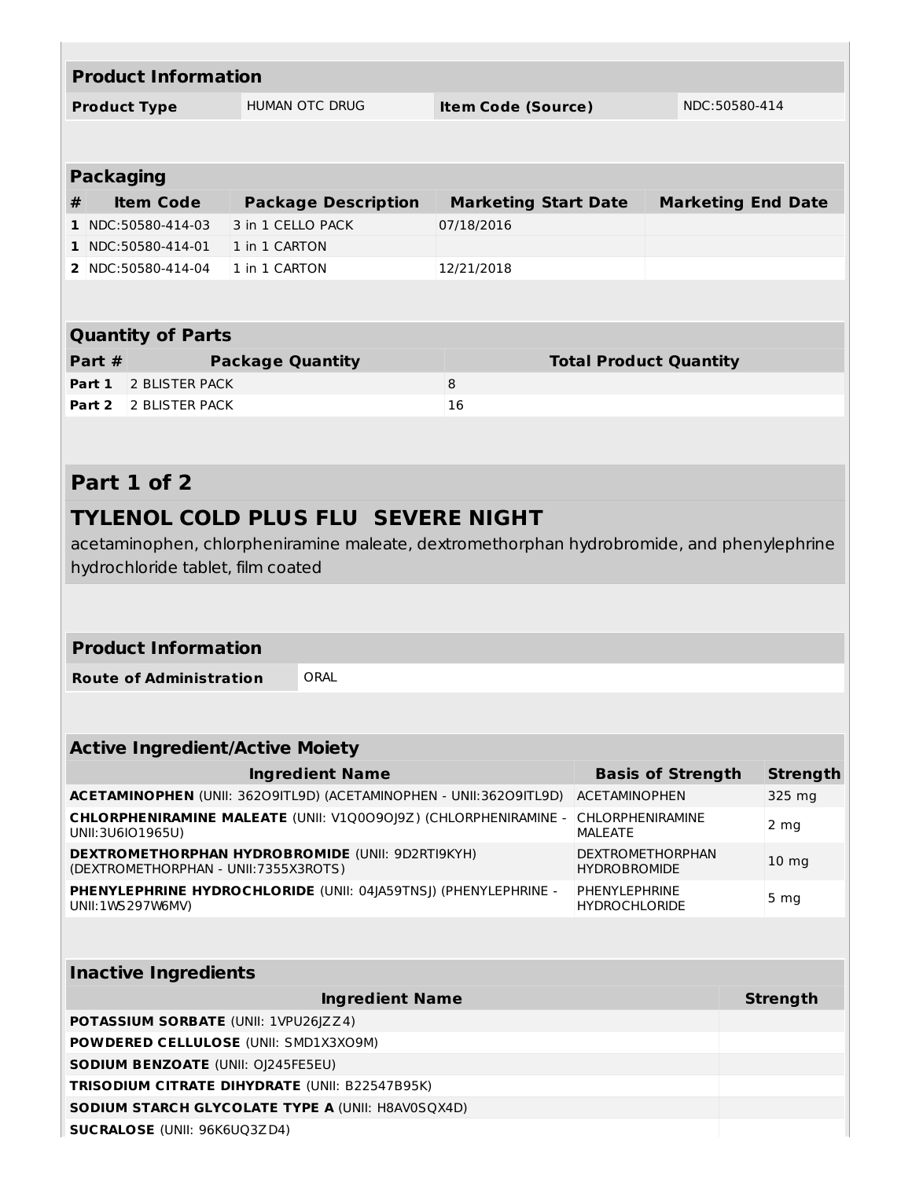## Product Information

| Product Type | HUMAN OTC DRUG | Item Code (Source) | NDC:50580-414 |
|---|---|---|---|

## Packaging

| # | Item Code | Package Description | Marketing Start Date | Marketing End Date |
|---|---|---|---|---|
| 1 | NDC:50580-414-03 | 3 in 1 CELLO PACK | 07/18/2016 | |
| 1 | NDC:50580-414-01 | 1 in 1 CARTON | | |
| 2 | NDC:50580-414-04 | 1 in 1 CARTON | 12/21/2018 | |

## Quantity of Parts

| Part # | Package Quantity | Total Product Quantity |
|---|---|---|
| **Part 1** | 2 BLISTER PACK | 8 |
| **Part 2** | 2 BLISTER PACK | 16 |

# Part 1 of 2

## TYLENOL COLD PLUS FLU SEVERE NIGHT

acetaminophen, chlorpheniramine maleate, dextromethorphan hydrobromide, and phenylephrine hydrochloride tablet, film coated

## Product Information

| Route of Administration | ORAL |
|---|---|

## Active Ingredient/Active Moiety

| Ingredient Name | Basis of Strength | Strength |
|---|---|---|
| **ACETAMINOPHEN** (UNII: 362O9ITL9D) (ACETAMINOPHEN - UNII:362O9ITL9D) | ACETAMINOPHEN | 325 mg |
| **CHLORPHENIRAMINE MALEATE** (UNII: V1Q0O9OJ9Z) (CHLORPHENIRAMINE - UNII:3U6IO1965U) | CHLORPHENIRAMINE MALEATE | 2 mg |
| **DEXTROMETHORPHAN HYDROBROMIDE** (UNII: 9D2RTI9KYH) (DEXTROMETHORPHAN - UNII:7355X3ROTS) | DEXTROMETHORPHAN HYDROBROMIDE | 10 mg |
| **PHENYLEPHRINE HYDROCHLORIDE** (UNII: 04JA59TNSJ) (PHENYLEPHRINE - UNII:1WS297W6MV) | PHENYLEPHRINE HYDROCHLORIDE | 5 mg |

## Inactive Ingredients

| Ingredient Name | Strength |
|---|---|
| **POTASSIUM SORBATE** (UNII: 1VPU26JZZ4) | |
| **POWDERED CELLULOSE** (UNII: SMD1X3XO9M) | |
| **SODIUM BENZOATE** (UNII: OJ245FE5EU) | |
| **TRISODIUM CITRATE DIHYDRATE** (UNII: B22547B95K) | |
| **SODIUM STARCH GLYCOLATE TYPE A** (UNII: H8AV0SQX4D) | |
| **SUCRALOSE** (UNII: 96K6UQ3ZD4) | |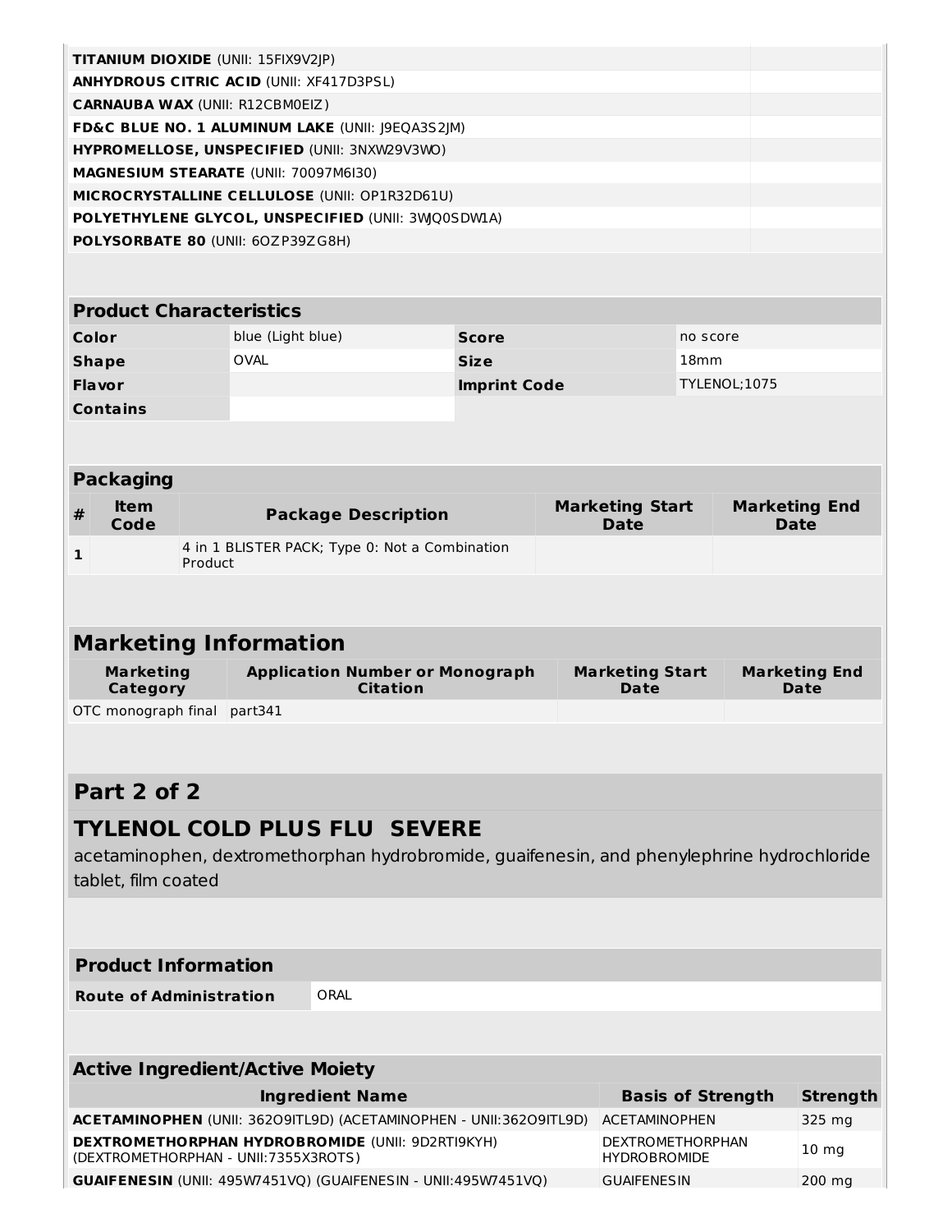| | |
|---|---|
| **TITANIUM DIOXIDE** (UNII: 15FIX9V2JP) | |
| **ANHYDROUS CITRIC ACID** (UNII: XF417D3PSL) | |
| **CARNAUBA WAX** (UNII: R12CBM0EIZ) | |
| **FD&C BLUE NO. 1 ALUMINUM LAKE** (UNII: J9EQA3S2JM) | |
| **HYPROMELLOSE, UNSPECIFIED** (UNII: 3NXW29V3WO) | |
| **MAGNESIUM STEARATE** (UNII: 70097M6I30) | |
| **MICROCRYSTALLINE CELLULOSE** (UNII: OP1R32D61U) | |
| **POLYETHYLENE GLYCOL, UNSPECIFIED** (UNII: 3WJQ0SDW1A) | |
| **POLYSORBATE 80** (UNII: 6OZP39ZG8H) | |

| Product Characteristics | | | |
|---|---|---|---|
| **Color** | blue (Light blue) | **Score** | no score |
| **Shape** | OVAL | **Size** | 18mm |
| **Flavor** | | **Imprint Code** | TYLENOL;1075 |
| **Contains** | | | |

**Packaging**

| # | Item Code | Package Description | Marketing Start Date | Marketing End Date |
|---|---|---|---|---|
| 1 | | 4 in 1 BLISTER PACK; Type 0: Not a Combination Product | | |

## Marketing Information

| Marketing Category | Application Number or Monograph Citation | Marketing Start Date | Marketing End Date |
|---|---|---|---|
| OTC monograph final | part341 | | |

## Part 2 of 2

## TYLENOL COLD PLUS FLU SEVERE

acetaminophen, dextromethorphan hydrobromide, guaifenesin, and phenylephrine hydrochloride tablet, film coated

| Product Information | |
|---|---|
| **Route of Administration** | ORAL |

**Active Ingredient/Active Moiety**

| Ingredient Name | Basis of Strength | Strength |
|---|---|---|
| **ACETAMINOPHEN** (UNII: 362O9ITL9D) (ACETAMINOPHEN - UNII:362O9ITL9D) | ACETAMINOPHEN | 325 mg |
| **DEXTROMETHORPHAN HYDROBROMIDE** (UNII: 9D2RTI9KYH) (DEXTROMETHORPHAN - UNII:7355X3ROTS) | DEXTROMETHORPHAN HYDROBROMIDE | 10 mg |
| **GUAIFENESIN** (UNII: 495W7451VQ) (GUAIFENESIN - UNII:495W7451VQ) | GUAIFENESIN | 200 mg |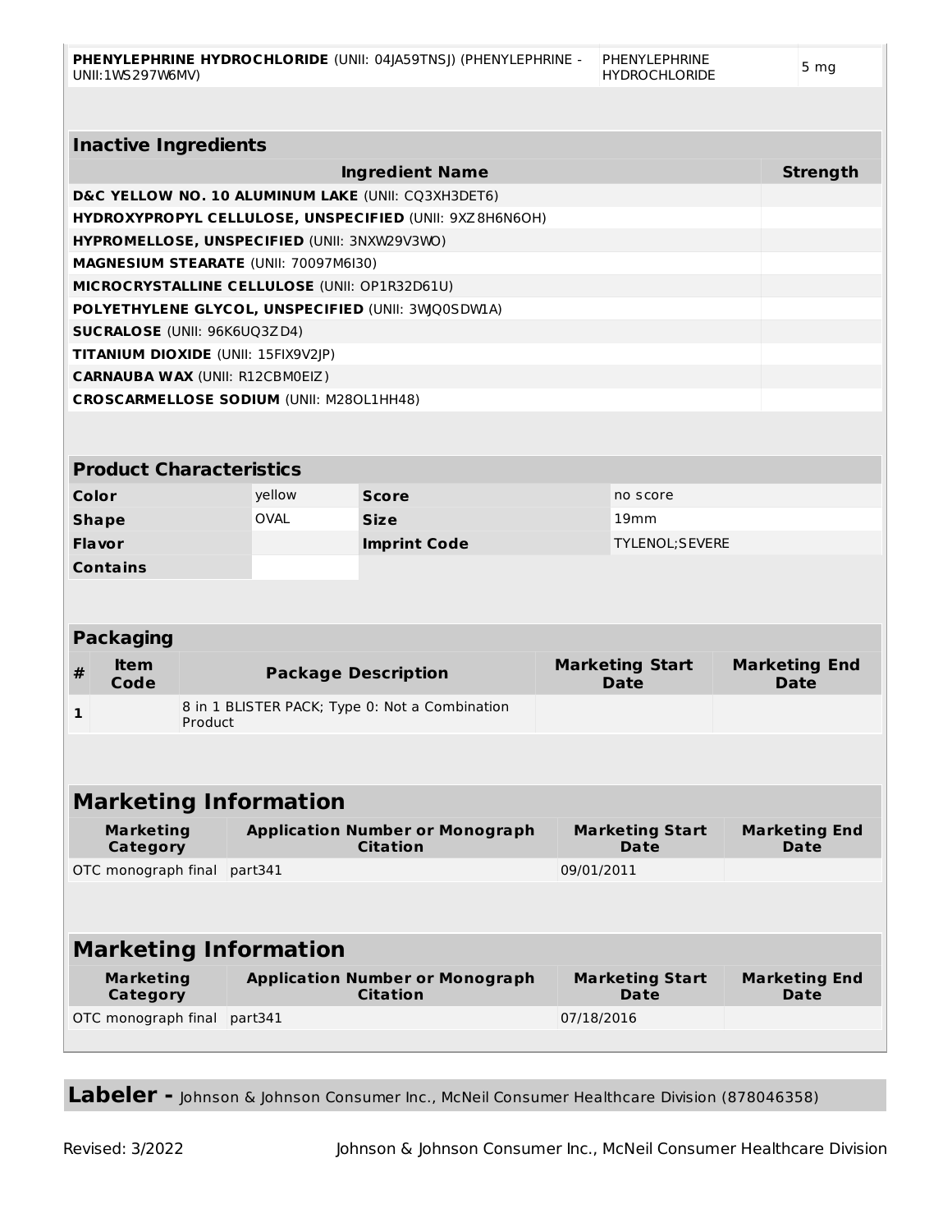| | | |
|---|---|---|
| **PHENYLEPHRINE HYDROCHLORIDE** (UNII: 04JA59TNSJ) (PHENYLEPHRINE - UNII:1WS297W6MV) | PHENYLEPHRINE HYDROCHLORIDE | 5 mg |

| **Inactive Ingredients** | |
|---|---|
| **Ingredient Name** | **Strength** |
| **D&C YELLOW NO. 10 ALUMINUM LAKE** (UNII: CQ3XH3DET6) | |
| **HYDROXYPROPYL CELLULOSE, UNSPECIFIED** (UNII: 9XZ8H6N6OH) | |
| **HYPROMELLOSE, UNSPECIFIED** (UNII: 3NXW29V3WO) | |
| **MAGNESIUM STEARATE** (UNII: 70097M6I30) | |
| **MICROCRYSTALLINE CELLULOSE** (UNII: OP1R32D61U) | |
| **POLYETHYLENE GLYCOL, UNSPECIFIED** (UNII: 3WJQ0SDW1A) | |
| **SUCRALOSE** (UNII: 96K6UQ3ZD4) | |
| **TITANIUM DIOXIDE** (UNII: 15FIX9V2JP) | |
| **CARNAUBA WAX** (UNII: R12CBM0EIZ) | |
| **CROSCARMELLOSE SODIUM** (UNII: M28OL1HH48) | |

| **Product Characteristics** | | | |
|---|---|---|---|
| **Color** | yellow | **Score** | no score |
| **Shape** | OVAL | **Size** | 19mm |
| **Flavor** | | **Imprint Code** | TYLENOL;SEVERE |
| **Contains** | | | |

| **Packaging** | | | | |
|---|---|---|---|---|
| **#** | **Item Code** | **Package Description** | **Marketing Start Date** | **Marketing End Date** |
| **1** | | 8 in 1 BLISTER PACK; Type 0: Not a Combination Product | | |

## Marketing Information

| Marketing Category | Application Number or Monograph Citation | Marketing Start Date | Marketing End Date |
|---|---|---|---|
| OTC monograph final | part341 | 09/01/2011 | |

## Marketing Information

| Marketing Category | Application Number or Monograph Citation | Marketing Start Date | Marketing End Date |
|---|---|---|---|
| OTC monograph final | part341 | 07/18/2016 | |

**Labeler -** Johnson & Johnson Consumer Inc., McNeil Consumer Healthcare Division (878046358)

Revised: 3/2022 Johnson & Johnson Consumer Inc., McNeil Consumer Healthcare Division